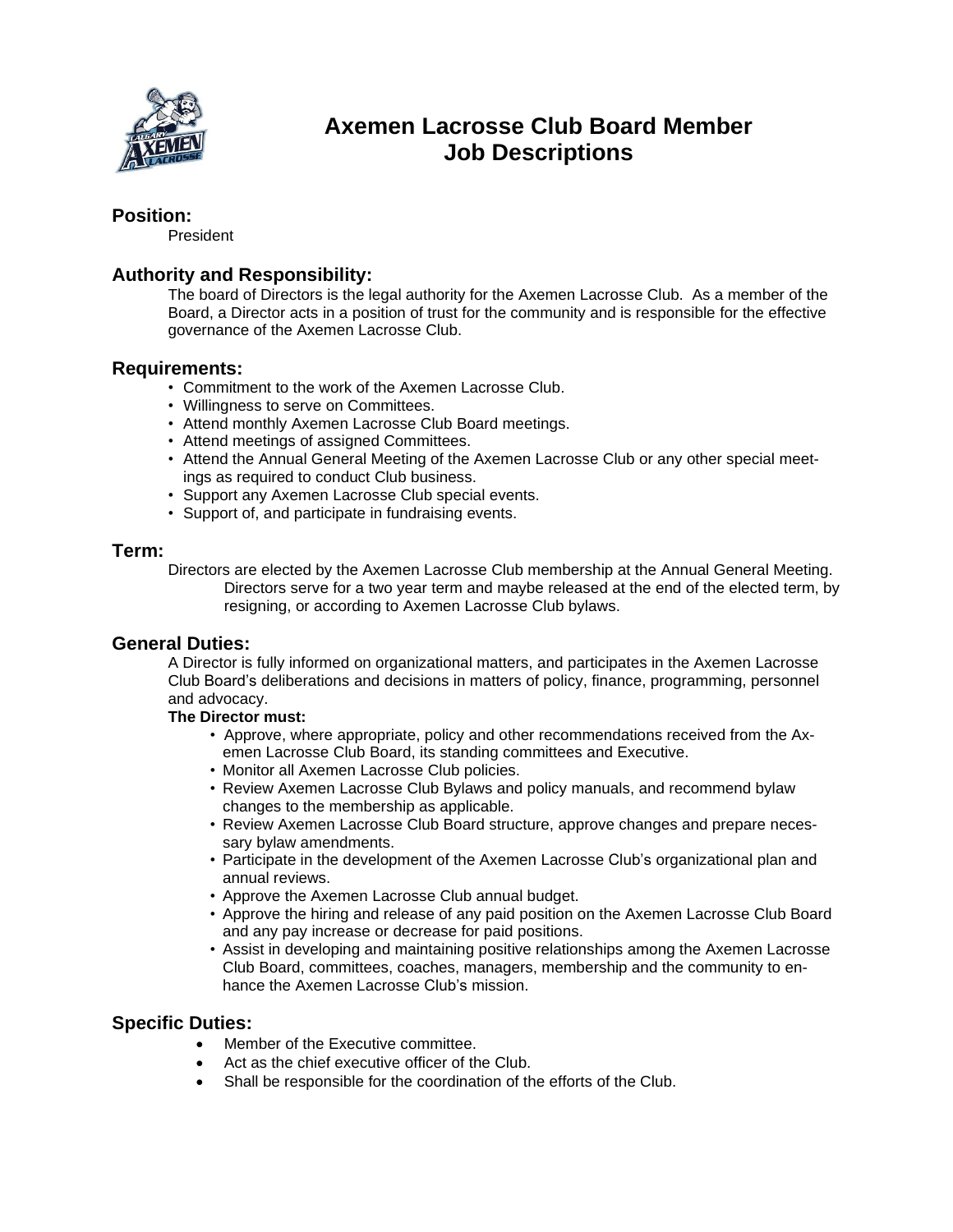# Axemen Lacrosse Club Board Member Job Descriptions

## Position:

President

## Authority and Responsibility:

The board of Directors is the legal authority for the Axemen Lacrosse Club. As a member of the Board, a Director acts in a position of trust for the community and is responsible for the effective governance of the Axemen Lacrosse Club.

## Requirements:

- Commitment to the work of the Axemen Lacrosse Club.
- Willingness to serve on Committees.
- Attend monthly Axemen Lacrosse Club Board meetings.
- Attend meetings of assigned Committees.
- Attend the Annual General Meeting of the Axemen Lacrosse Club or any other special meetings as required to conduct Club business.
- Support any Axemen Lacrosse Club special events.
- Support of, and participate in fundraising events.

## Term:

Directors are elected by the Axemen Lacrosse Club membership at the Annual General Meeting. Directors serve for a two year term and maybe released at the end of the elected term, by resigning, or according to Axemen Lacrosse Club bylaws.

## General Duties:

A Director is fully informed on organizational matters, and participates in the Axemen Lacrosse Club Board's deliberations and decisions in matters of policy, finance, programming, personnel and advocacy.

**The Director must:**

- Approve, where appropriate, policy and other recommendations received from the Axemen Lacrosse Club Board, its standing committees and Executive.
- Monitor all Axemen Lacrosse Club policies.
- Review Axemen Lacrosse Club Bylaws and policy manuals, and recommend bylaw changes to the membership as applicable.
- Review Axemen Lacrosse Club Board structure, approve changes and prepare necessary bylaw amendments.
- Participate in the development of the Axemen Lacrosse Club's organizational plan and annual reviews.
- Approve the Axemen Lacrosse Club annual budget.
- Approve the hiring and release of any paid position on the Axemen Lacrosse Club Board and any pay increase or decrease for paid positions.
- Assist in developing and maintaining positive relationships among the Axemen Lacrosse Club Board, committees, coaches, managers, membership and the community to enhance the Axemen Lacrosse Club's mission.

## Specific Duties:

- Member of the Executive committee.
- Act as the chief executive officer of the Club.
- Shall be responsible for the coordination of the efforts of the Club.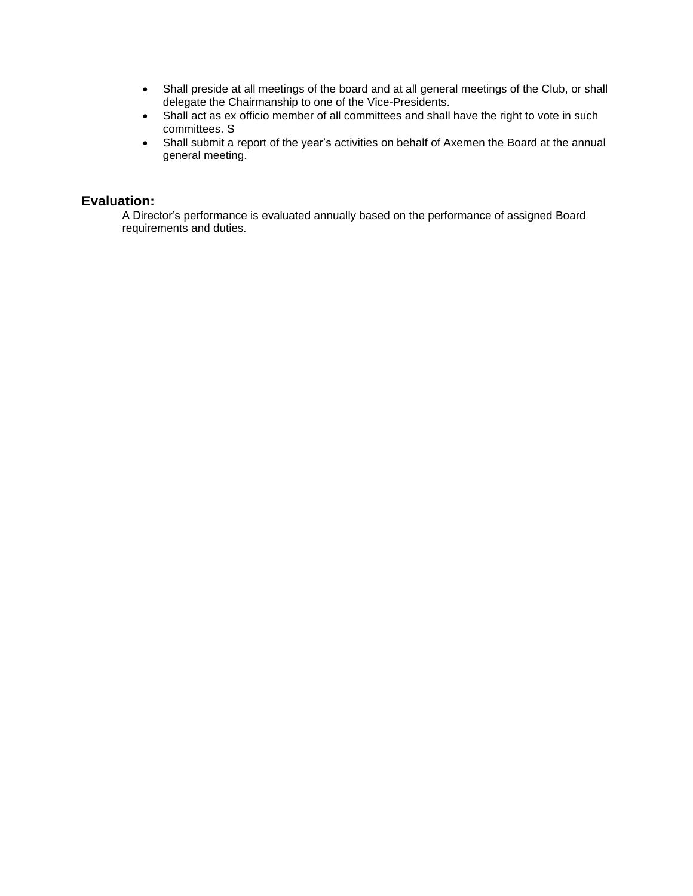- Shall preside at all meetings of the board and at all general meetings of the Club, or shall delegate the Chairmanship to one of the Vice-Presidents.
- Shall act as ex officio member of all committees and shall have the right to vote in such committees. S
- Shall submit a report of the year's activities on behalf of Axemen the Board at the annual general meeting.

## Evaluation:

A Director's performance is evaluated annually based on the performance of assigned Board requirements and duties.